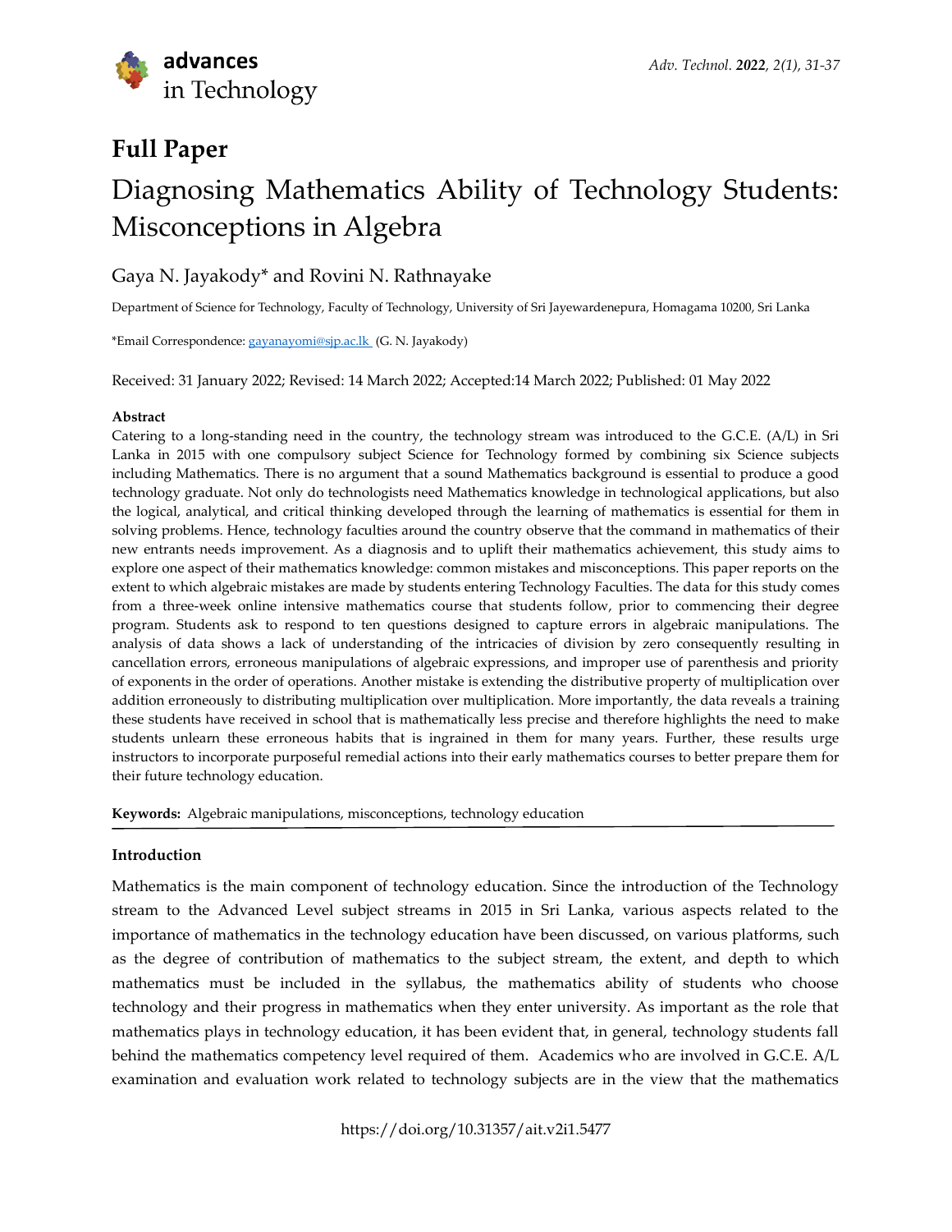## Full Paper

# Diagnosing Mathematics Ability of Technology Students: Misconceptions in Algebra

Gaya N. Jayakody* and Rovini N. Rathnayake

Department of Science for Technology, Faculty of Technology, University of Sri Jayewardenepura, Homagama 10200, Sri Lanka

*Email Correspondence: gayanayomi@sjp.ac.lk (G. N. Jayakody)

Received: 31 January 2022; Revised: 14 March 2022; Accepted:14 March 2022; Published: 01 May 2022

### Abstract

Catering to a long-standing need in the country, the technology stream was introduced to the G.C.E. (A/L) in Sri Lanka in 2015 with one compulsory subject Science for Technology formed by combining six Science subjects including Mathematics. There is no argument that a sound Mathematics background is essential to produce a good technology graduate. Not only do technologists need Mathematics knowledge in technological applications, but also the logical, analytical, and critical thinking developed through the learning of mathematics is essential for them in solving problems. Hence, technology faculties around the country observe that the command in mathematics of their new entrants needs improvement. As a diagnosis and to uplift their mathematics achievement, this study aims to explore one aspect of their mathematics knowledge: common mistakes and misconceptions. This paper reports on the extent to which algebraic mistakes are made by students entering Technology Faculties. The data for this study comes from a three-week online intensive mathematics course that students follow, prior to commencing their degree program. Students ask to respond to ten questions designed to capture errors in algebraic manipulations. The analysis of data shows a lack of understanding of the intricacies of division by zero consequently resulting in cancellation errors, erroneous manipulations of algebraic expressions, and improper use of parenthesis and priority of exponents in the order of operations. Another mistake is extending the distributive property of multiplication over addition erroneously to distributing multiplication over multiplication. More importantly, the data reveals a training these students have received in school that is mathematically less precise and therefore highlights the need to make students unlearn these erroneous habits that is ingrained in them for many years. Further, these results urge instructors to incorporate purposeful remedial actions into their early mathematics courses to better prepare them for their future technology education.

**Keywords:** Algebraic manipulations, misconceptions, technology education

### Introduction

Mathematics is the main component of technology education. Since the introduction of the Technology stream to the Advanced Level subject streams in 2015 in Sri Lanka, various aspects related to the importance of mathematics in the technology education have been discussed, on various platforms, such as the degree of contribution of mathematics to the subject stream, the extent, and depth to which mathematics must be included in the syllabus, the mathematics ability of students who choose technology and their progress in mathematics when they enter university. As important as the role that mathematics plays in technology education, it has been evident that, in general, technology students fall behind the mathematics competency level required of them. Academics who are involved in G.C.E. A/L examination and evaluation work related to technology subjects are in the view that the mathematics

https://doi.org/10.31357/ait.v2i1.5477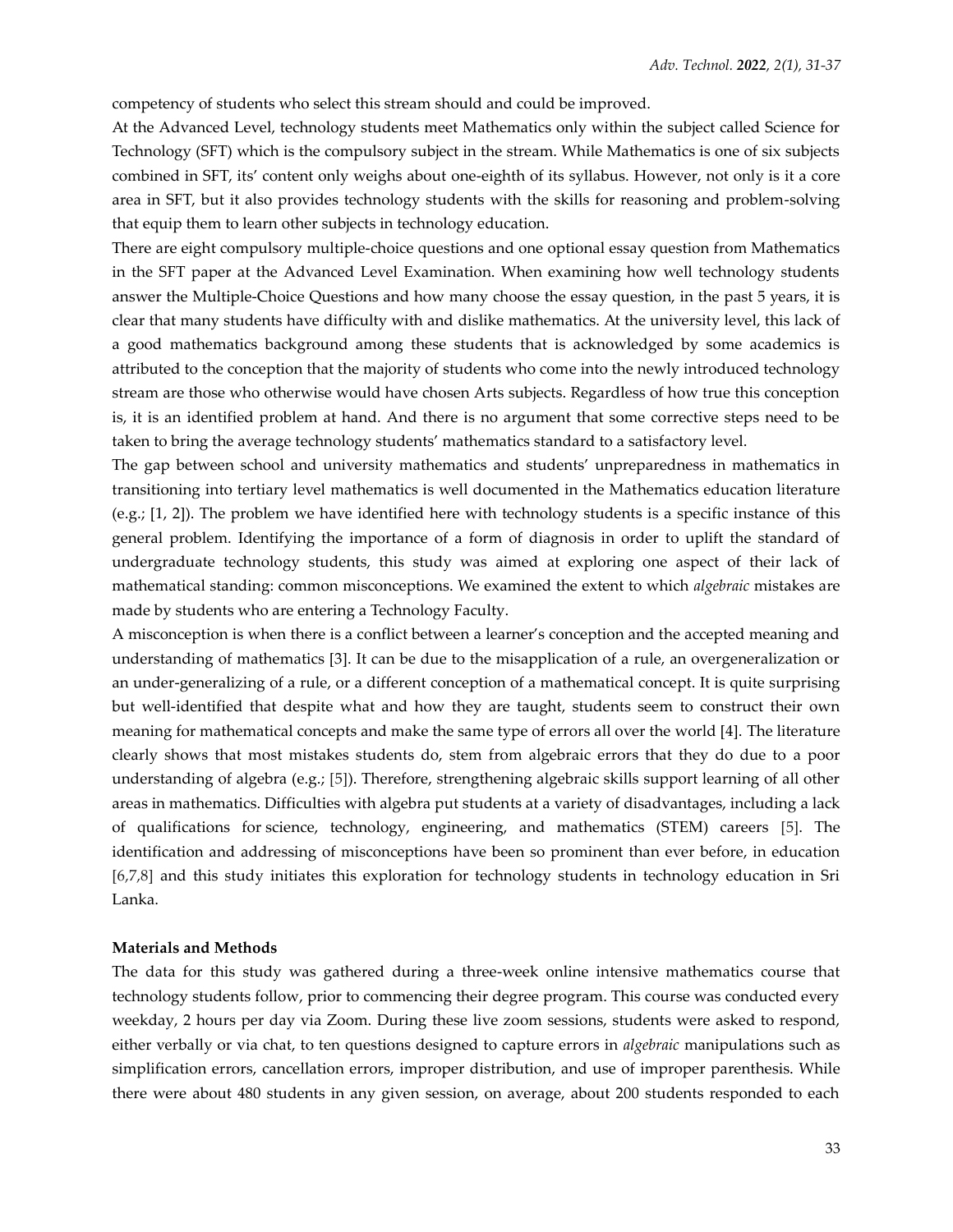competency of students who select this stream should and could be improved.

At the Advanced Level, technology students meet Mathematics only within the subject called Science for Technology (SFT) which is the compulsory subject in the stream. While Mathematics is one of six subjects combined in SFT, its' content only weighs about one-eighth of its syllabus. However, not only is it a core area in SFT, but it also provides technology students with the skills for reasoning and problem-solving that equip them to learn other subjects in technology education.

There are eight compulsory multiple-choice questions and one optional essay question from Mathematics in the SFT paper at the Advanced Level Examination. When examining how well technology students answer the Multiple-Choice Questions and how many choose the essay question, in the past 5 years, it is clear that many students have difficulty with and dislike mathematics. At the university level, this lack of a good mathematics background among these students that is acknowledged by some academics is attributed to the conception that the majority of students who come into the newly introduced technology stream are those who otherwise would have chosen Arts subjects. Regardless of how true this conception is, it is an identified problem at hand. And there is no argument that some corrective steps need to be taken to bring the average technology students' mathematics standard to a satisfactory level.

The gap between school and university mathematics and students' unpreparedness in mathematics in transitioning into tertiary level mathematics is well documented in the Mathematics education literature (e.g.; [1, 2]). The problem we have identified here with technology students is a specific instance of this general problem. Identifying the importance of a form of diagnosis in order to uplift the standard of undergraduate technology students, this study was aimed at exploring one aspect of their lack of mathematical standing: common misconceptions. We examined the extent to which *algebraic* mistakes are made by students who are entering a Technology Faculty.

A misconception is when there is a conflict between a learner's conception and the accepted meaning and understanding of mathematics [3]. It can be due to the misapplication of a rule, an overgeneralization or an under-generalizing of a rule, or a different conception of a mathematical concept. It is quite surprising but well-identified that despite what and how they are taught, students seem to construct their own meaning for mathematical concepts and make the same type of errors all over the world [4]. The literature clearly shows that most mistakes students do, stem from algebraic errors that they do due to a poor understanding of algebra (e.g.; [5]). Therefore, strengthening algebraic skills support learning of all other areas in mathematics. Difficulties with algebra put students at a variety of disadvantages, including a lack of qualifications for science, technology, engineering, and mathematics (STEM) careers [5]. The identification and addressing of misconceptions have been so prominent than ever before, in education [6,7,8] and this study initiates this exploration for technology students in technology education in Sri Lanka.

**Materials and Methods**

The data for this study was gathered during a three-week online intensive mathematics course that technology students follow, prior to commencing their degree program. This course was conducted every weekday, 2 hours per day via Zoom. During these live zoom sessions, students were asked to respond, either verbally or via chat, to ten questions designed to capture errors in *algebraic* manipulations such as simplification errors, cancellation errors, improper distribution, and use of improper parenthesis. While there were about 480 students in any given session, on average, about 200 students responded to each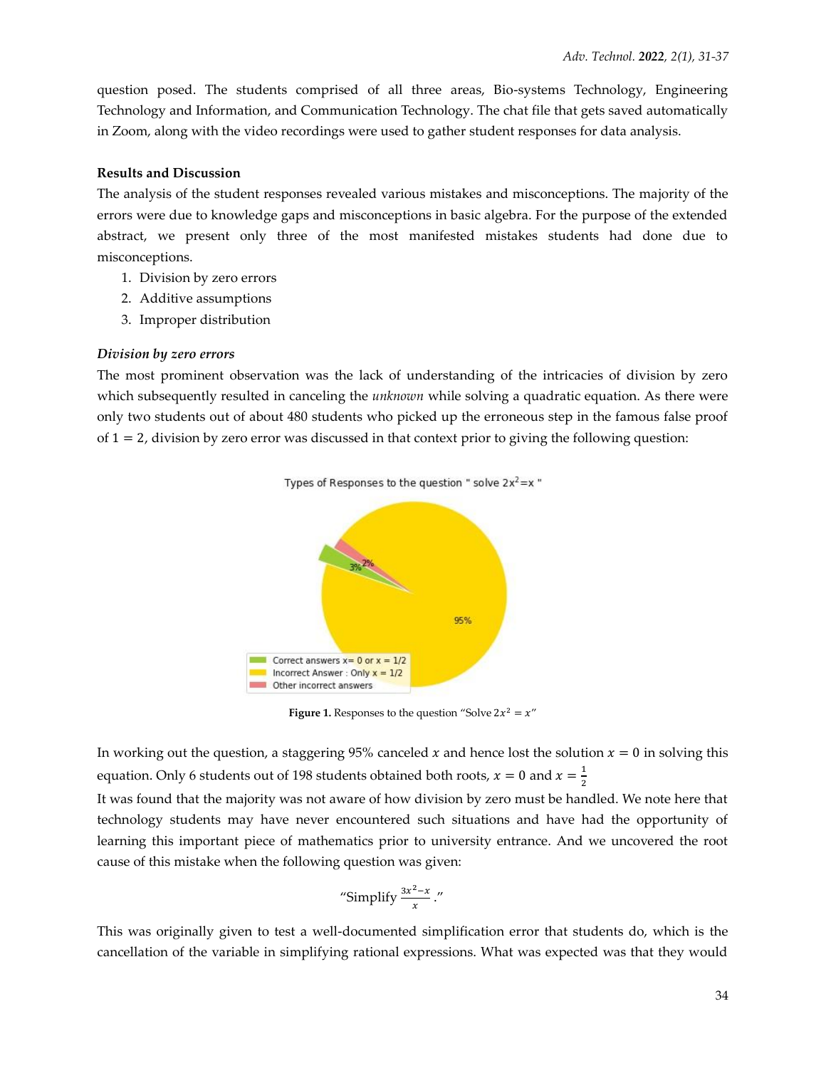question posed. The students comprised of all three areas, Bio-systems Technology, Engineering Technology and Information, and Communication Technology. The chat file that gets saved automatically in Zoom, along with the video recordings were used to gather student responses for data analysis.

**Results and Discussion**

The analysis of the student responses revealed various mistakes and misconceptions. The majority of the errors were due to knowledge gaps and misconceptions in basic algebra. For the purpose of the extended abstract, we present only three of the most manifested mistakes students had done due to misconceptions.

1. Division by zero errors
2. Additive assumptions
3. Improper distribution

***Division by zero errors***

The most prominent observation was the lack of understanding of the intricacies of division by zero which subsequently resulted in canceling the *unknown* while solving a quadratic equation. As there were only two students out of about 480 students who picked up the erroneous step in the famous false proof of $1 = 2$, division by zero error was discussed in that context prior to giving the following question:

**Figure 1.** Responses to the question "Solve $2x^2 = x$"

In working out the question, a staggering 95% canceled $x$ and hence lost the solution $x = 0$ in solving this equation. Only 6 students out of 198 students obtained both roots, $x = 0$ and $x = \frac{1}{2}$

It was found that the majority was not aware of how division by zero must be handled. We note here that technology students may have never encountered such situations and have had the opportunity of learning this important piece of mathematics prior to university entrance. And we uncovered the root cause of this mistake when the following question was given:

"Simplify $\frac{3x^2-x}{x}$."

This was originally given to test a well-documented simplification error that students do, which is the cancellation of the variable in simplifying rational expressions. What was expected was that they would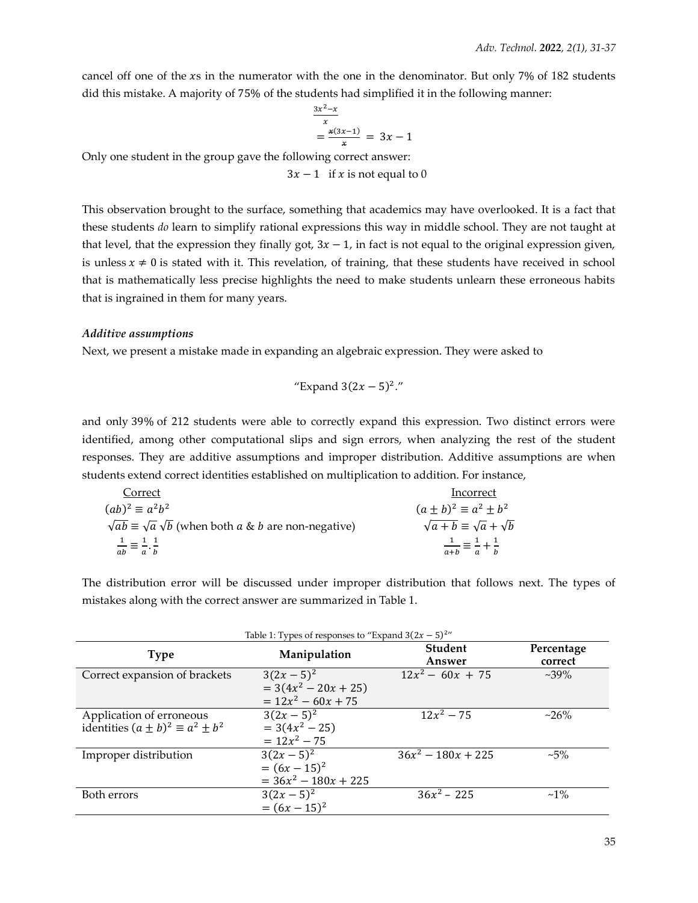cancel off one of the $x$s in the numerator with the one in the denominator. But only 7% of 182 students did this mistake. A majority of 75% of the students had simplified it in the following manner:

$$\frac{3x^2-x}{x}$$
$$= \frac{\cancel{x}(3x-1)}{\cancel{x}} = 3x - 1$$

Only one student in the group gave the following correct answer:

$$3x - 1 \quad \text{if } x \text{ is not equal to } 0$$

This observation brought to the surface, something that academics may have overlooked. It is a fact that these students *do* learn to simplify rational expressions this way in middle school. They are not taught at that level, that the expression they finally got, $3x - 1$, in fact is not equal to the original expression given, is unless $x \neq 0$ is stated with it. This revelation, of training, that these students have received in school that is mathematically less precise highlights the need to make students unlearn these erroneous habits that is ingrained in them for many years.

***Additive assumptions***

Next, we present a mistake made in expanding an algebraic expression. They were asked to

"Expand $3(2x - 5)^2$."

and only 39% of 212 students were able to correctly expand this expression. Two distinct errors were identified, among other computational slips and sign errors, when analyzing the rest of the student responses. They are additive assumptions and improper distribution. Additive assumptions are when students extend correct identities established on multiplication to addition. For instance,

| Correct | Incorrect |
|---|---|
| $(ab)^2 \equiv a^2b^2$ | $(a \pm b)^2 \equiv a^2 \pm b^2$ |
| $\sqrt{ab} \equiv \sqrt{a}\,\sqrt{b}$ (when both $a$ & $b$ are non-negative) | $\sqrt{a+b} \equiv \sqrt{a} + \sqrt{b}$ |
| $\frac{1}{ab} \equiv \frac{1}{a}.\frac{1}{b}$ | $\frac{1}{a+b} \equiv \frac{1}{a} + \frac{1}{b}$ |

The distribution error will be discussed under improper distribution that follows next. The types of mistakes along with the correct answer are summarized in Table 1.

Table 1: Types of responses to "Expand $3(2x - 5)^2$"

| Type | Manipulation | Student Answer | Percentage correct |
|---|---|---|---|
| Correct expansion of brackets | $3(2x-5)^2$ $= 3(4x^2 - 20x + 25)$ $= 12x^2 - 60x + 75$ | $12x^2 - 60x + 75$ | ~39% |
| Application of erroneous identities $(a \pm b)^2 \equiv a^2 \pm b^2$ | $3(2x-5)^2$ $= 3(4x^2 - 25)$ $= 12x^2 - 75$ | $12x^2 - 75$ | ~26% |
| Improper distribution | $3(2x-5)^2$ $= (6x - 15)^2$ $= 36x^2 - 180x + 225$ | $36x^2 - 180x + 225$ | ~5% |
| Both errors | $3(2x-5)^2$ $= (6x - 15)^2$ | $36x^2 - 225$ | ~1% |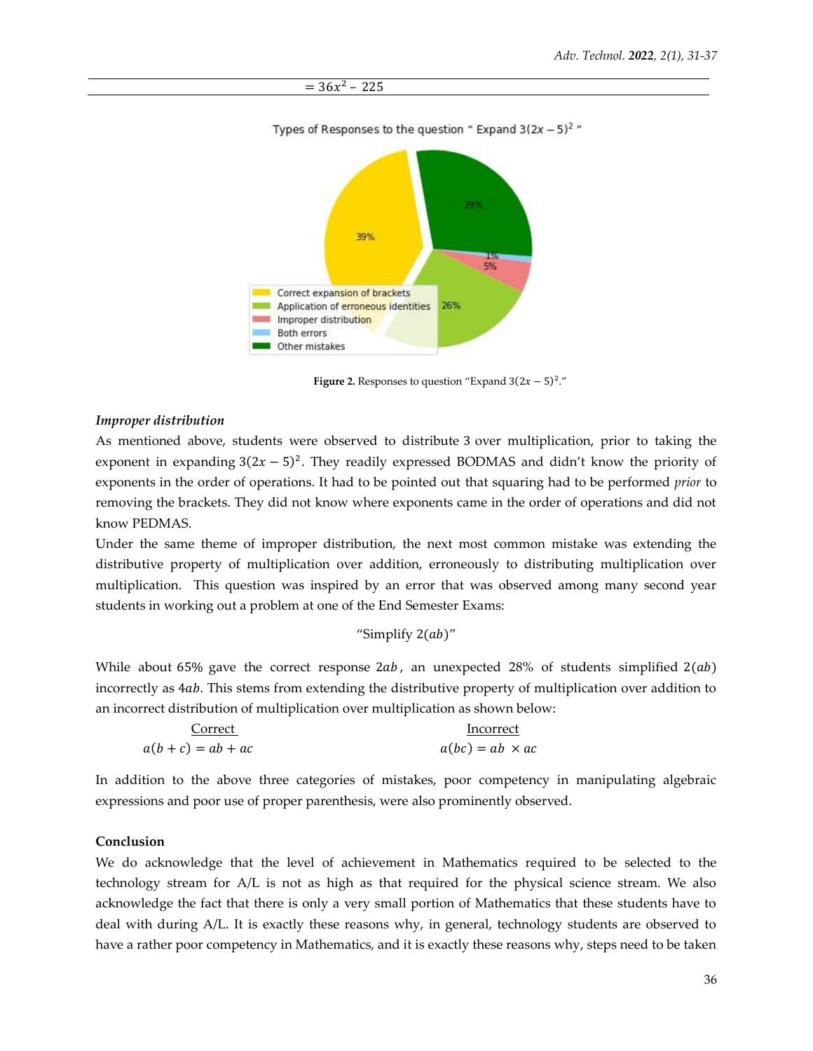$= 36x^2 - 225$

Figure 2. Responses to question "Expand $3(2x-5)^2$."

***Improper distribution***

As mentioned above, students were observed to distribute 3 over multiplication, prior to taking the exponent in expanding $3(2x-5)^2$. They readily expressed BODMAS and didn't know the priority of exponents in the order of operations. It had to be pointed out that squaring had to be performed *prior* to removing the brackets. They did not know where exponents came in the order of operations and did not know PEDMAS.

Under the same theme of improper distribution, the next most common mistake was extending the distributive property of multiplication over addition, erroneously to distributing multiplication over multiplication. This question was inspired by an error that was observed among many second year students in working out a problem at one of the End Semester Exams:

"Simplify $2(ab)$"

While about 65% gave the correct response $2ab$, an unexpected 28% of students simplified $2(ab)$ incorrectly as $4ab$. This stems from extending the distributive property of multiplication over addition to an incorrect distribution of multiplication over multiplication as shown below:

| Correct | Incorrect |
| --- | --- |
| $a(b+c) = ab + ac$ | $a(bc) = ab \times ac$ |

In addition to the above three categories of mistakes, poor competency in manipulating algebraic expressions and poor use of proper parenthesis, were also prominently observed.

**Conclusion**

We do acknowledge that the level of achievement in Mathematics required to be selected to the technology stream for A/L is not as high as that required for the physical science stream. We also acknowledge the fact that there is only a very small portion of Mathematics that these students have to deal with during A/L. It is exactly these reasons why, in general, technology students are observed to have a rather poor competency in Mathematics, and it is exactly these reasons why, steps need to be taken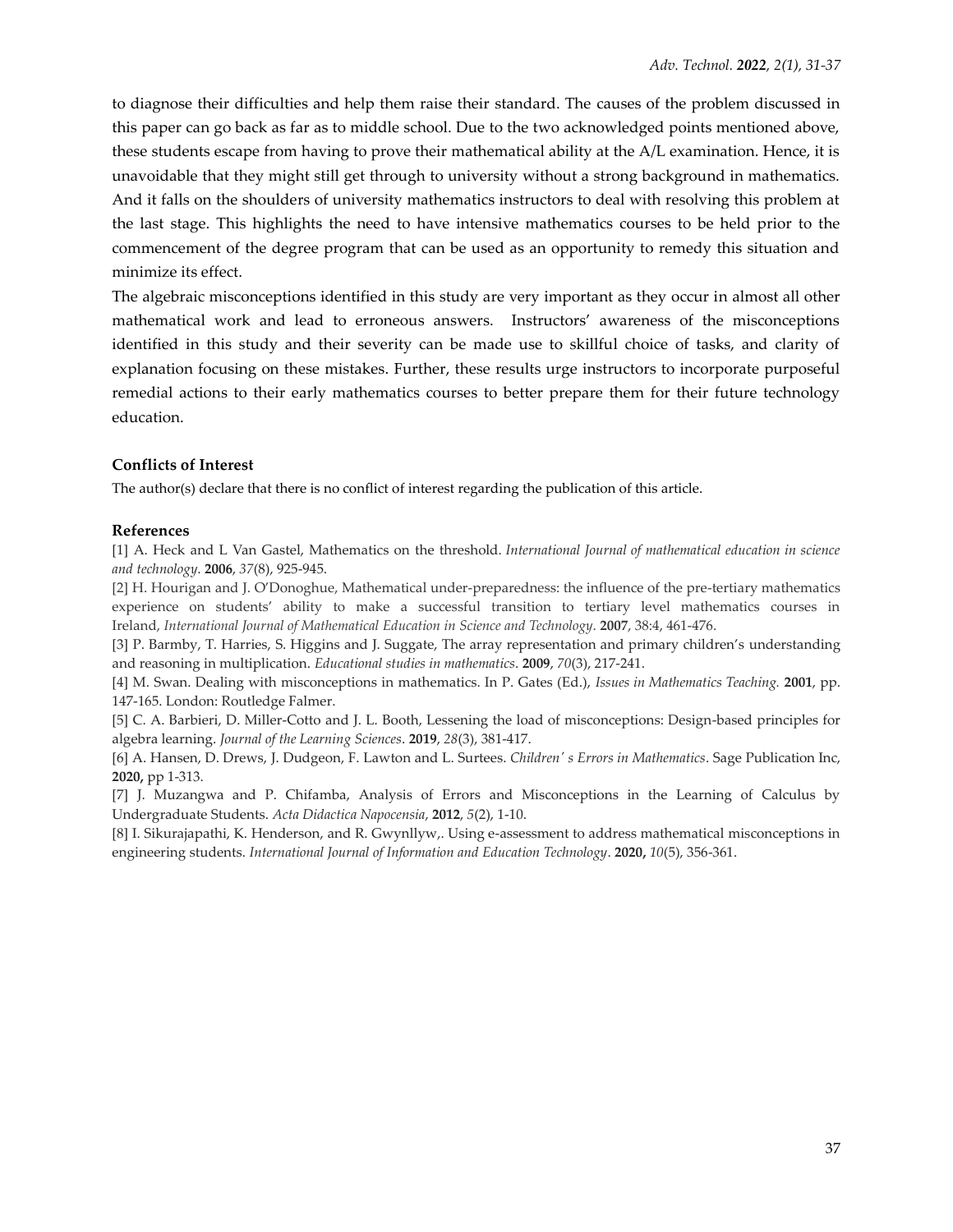to diagnose their difficulties and help them raise their standard. The causes of the problem discussed in this paper can go back as far as to middle school. Due to the two acknowledged points mentioned above, these students escape from having to prove their mathematical ability at the A/L examination. Hence, it is unavoidable that they might still get through to university without a strong background in mathematics. And it falls on the shoulders of university mathematics instructors to deal with resolving this problem at the last stage. This highlights the need to have intensive mathematics courses to be held prior to the commencement of the degree program that can be used as an opportunity to remedy this situation and minimize its effect.

The algebraic misconceptions identified in this study are very important as they occur in almost all other mathematical work and lead to erroneous answers. Instructors' awareness of the misconceptions identified in this study and their severity can be made use to skillful choice of tasks, and clarity of explanation focusing on these mistakes. Further, these results urge instructors to incorporate purposeful remedial actions to their early mathematics courses to better prepare them for their future technology education.

**Conflicts of Interest**

The author(s) declare that there is no conflict of interest regarding the publication of this article.

**References**

[1] A. Heck and L Van Gastel, Mathematics on the threshold. *International Journal of mathematical education in science and technology*. **2006**, *37*(8), 925-945.

[2] H. Hourigan and J. O'Donoghue, Mathematical under-preparedness: the influence of the pre-tertiary mathematics experience on students' ability to make a successful transition to tertiary level mathematics courses in Ireland, *International Journal of Mathematical Education in Science and Technology*. **2007**, 38:4, 461-476.

[3] P. Barmby, T. Harries, S. Higgins and J. Suggate, The array representation and primary children's understanding and reasoning in multiplication. *Educational studies in mathematics*. **2009**, *70*(3), 217-241.

[4] M. Swan. Dealing with misconceptions in mathematics. In P. Gates (Ed.), *Issues in Mathematics Teaching.* **2001**, pp. 147-165. London: Routledge Falmer.

[5] C. A. Barbieri, D. Miller-Cotto and J. L. Booth, Lessening the load of misconceptions: Design-based principles for algebra learning. *Journal of the Learning Sciences*. **2019**, *28*(3), 381-417.

[6] A. Hansen, D. Drews, J. Dudgeon, F. Lawton and L. Surtees. *Children' s Errors in Mathematics*. Sage Publication Inc, **2020,** pp 1-313.

[7] J. Muzangwa and P. Chifamba, Analysis of Errors and Misconceptions in the Learning of Calculus by Undergraduate Students. *Acta Didactica Napocensia*, **2012**, *5*(2), 1-10.

[8] I. Sikurajapathi, K. Henderson, and R. Gwynllyw,. Using e-assessment to address mathematical misconceptions in engineering students. *International Journal of Information and Education Technology*. **2020,** *10*(5), 356-361.